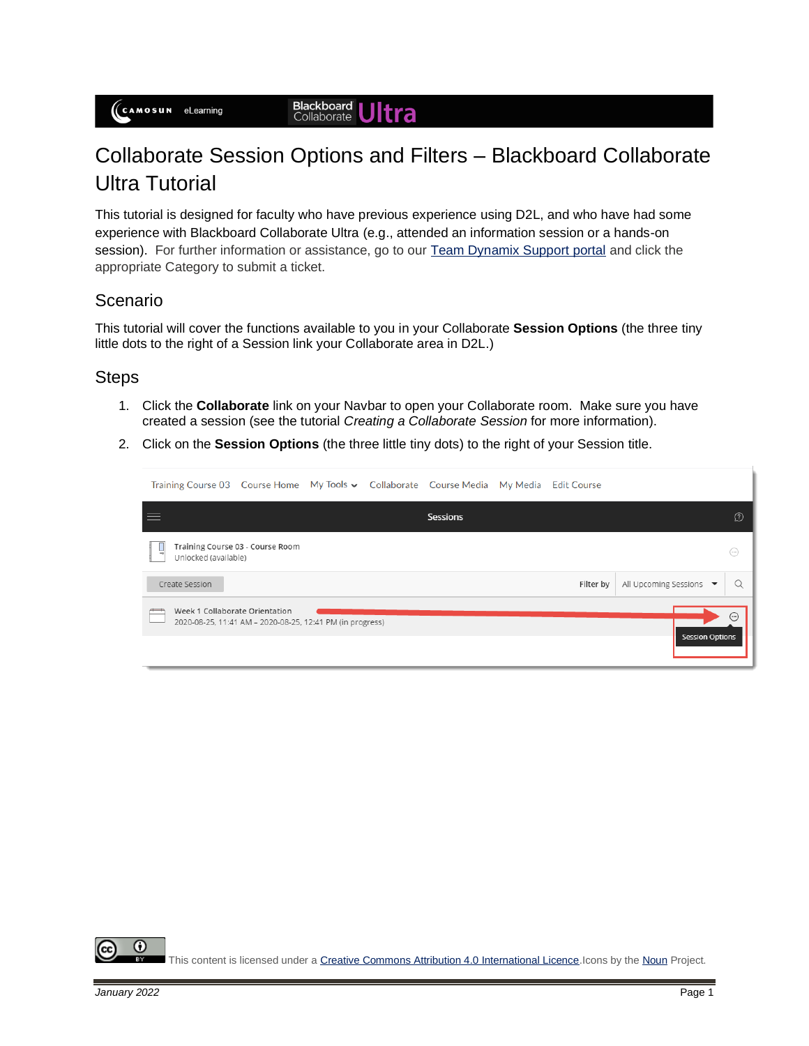# Collaborate Session Options and Filters – Blackboard Collaborate Ultra Tutorial

This tutorial is designed for faculty who have previous experience using D2L, and who have had some experience with Blackboard Collaborate Ultra (e.g., attended an information session or a hands-on session). For further information or assistance, go to our [Team Dynamix Support portal]() and click the appropriate Category to submit a ticket.

## Scenario

This tutorial will cover the functions available to you in your Collaborate **Session Options** (the three tiny little dots to the right of a Session link your Collaborate area in D2L.)

## Steps

1. Click the **Collaborate** link on your Navbar to open your Collaborate room. Make sure you have created a session (see the tutorial *Creating a Collaborate Session* for more information).
2. Click on the **Session Options** (the three little tiny dots) to the right of your Session title.

This content is licensed under a [Creative Commons Attribution 4.0 International Licence](). Icons by the [Noun]() Project.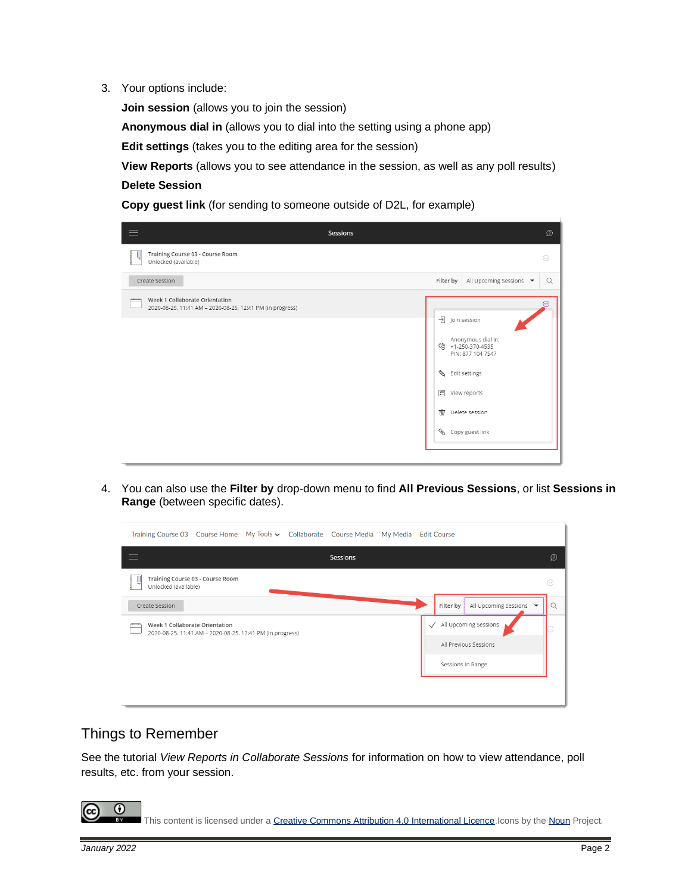3. Your options include:

   **Join session** (allows you to join the session)

   **Anonymous dial in** (allows you to dial into the setting using a phone app)

   **Edit settings** (takes you to the editing area for the session)

   **View Reports** (allows you to see attendance in the session, as well as any poll results)

   **Delete Session**

   **Copy guest link** (for sending to someone outside of D2L, for example)

4. You can also use the **Filter by** drop-down menu to find **All Previous Sessions**, or list **Sessions in Range** (between specific dates).

## Things to Remember

See the tutorial *View Reports in Collaborate Sessions* for information on how to view attendance, poll results, etc. from your session.

This content is licensed under a Creative Commons Attribution 4.0 International Licence. Icons by the Noun Project.

*January 2022*